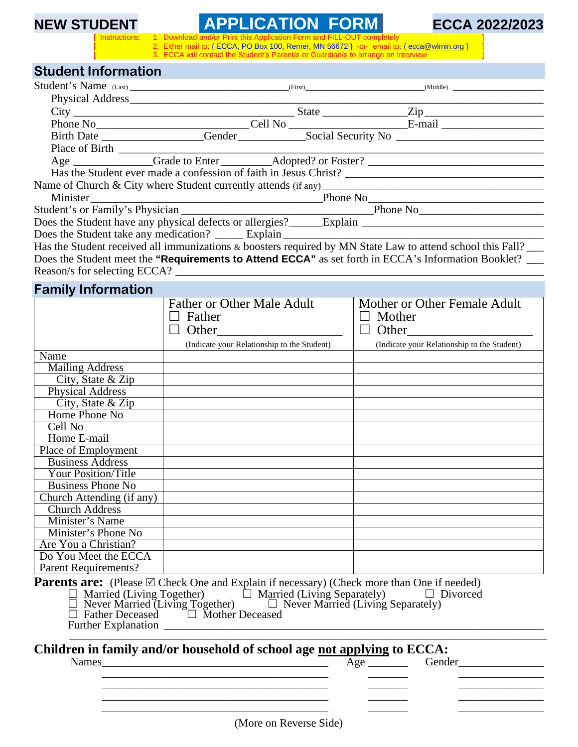**NEW STUDENT** **APPLICATION FORM** **ECCA 2022/2023**

[ Instructions: 1. Download and/or Print this Application Form and FILL-OUT completely ]
[ 2. Either mail to: { ECCA, PO Box 100, Remer, MN 56672 } -or- email to: { ecca@wlmin.org } ]
[ 3. ECCA will contact the Student's Parent/s or Guardian/s to arrange an Interview ]

## Student Information

Student's Name (Last) ______________________________ (First) ______________________________ (Middle) ____________________

Physical Address ______________________________________________________________________________

City ________________________________________ State ________________ Zip ______________________

Phone No ____________________________ Cell No ____________________ E-mail ____________________

Birth Date __________________ Gender ____________ Social Security No ____________________________

Place of Birth __________________________________________________________________________________

Age ______________ Grade to Enter _________ Adopted? or Foster? ________________________________

Has the Student ever made a confession of faith in Jesus Christ? ____________________________________

Name of Church & City where Student currently attends (if any) ____________________________________

Minister ________________________________________________ Phone No ________________________________

Student's or Family's Physician _________________________________________ Phone No ________________________

Does the Student have any physical defects or allergies? ______ Explain ____________________________________

Does the Student take any medication? _____ Explain ________________________________________________

Has the Student received all immunizations & boosters required by MN State Law to attend school this Fall? ___

Does the Student meet the **"Requirements to Attend ECCA"** as set forth in ECCA's Information Booklet? ___

Reason/s for selecting ECCA? _______________________________________________________________________

## Family Information

| | Father or Other Male Adult<br>☐ Father<br>☐ Other____________________<br>(Indicate your Relationship to the Student) | Mother or Other Female Adult<br>☐ Mother<br>☐ Other____________________<br>(Indicate your Relationship to the Student) |
|---|---|---|
| Name | | |
| Mailing Address | | |
| City, State & Zip | | |
| Physical Address | | |
| City, State & Zip | | |
| Home Phone No | | |
| Cell No | | |
| Home E-mail | | |
| Place of Employment | | |
| Business Address | | |
| Your Position/Title | | |
| Business Phone No | | |
| Church Attending (if any) | | |
| Church Address | | |
| Minister's Name | | |
| Minister's Phone No | | |
| Are You a Christian? | | |
| Do You Meet the ECCA Parent Requirements? | | |

**Parents are:** (Please ☑ Check One and Explain if necessary) (Check more than One if needed)

☐ Married (Living Together) ☐ Married (Living Separately) ☐ Divorced
☐ Never Married (Living Together) ☐ Never Married (Living Separately)
☐ Father Deceased ☐ Mother Deceased

Further Explanation ________________________________________________________________________________

_____________________________________________________________________________________________________

### Children in family and/or household of school age <u>not applying</u> to ECCA:

| Names | Age | Gender |
|---|---|---|
| | | |
| | | |
| | | |
| | | |
| | | |

(More on Reverse Side)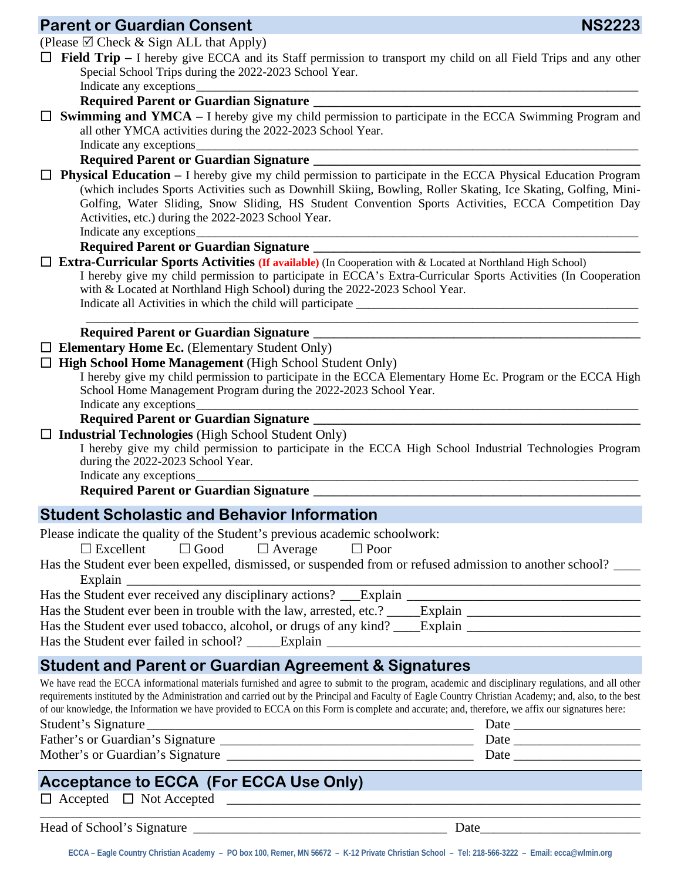## Parent or Guardian Consent NS2223

(Please ☑ Check & Sign ALL that Apply)

☐ **Field Trip –** I hereby give ECCA and its Staff permission to transport my child on all Field Trips and any other Special School Trips during the 2022-2023 School Year.
Indicate any exceptions_______________________________________________________________
**Required Parent or Guardian Signature ____________________________________________**

☐ **Swimming and YMCA –** I hereby give my child permission to participate in the ECCA Swimming Program and all other YMCA activities during the 2022-2023 School Year.
Indicate any exceptions_______________________________________________________________
**Required Parent or Guardian Signature ____________________________________________**

☐ **Physical Education –** I hereby give my child permission to participate in the ECCA Physical Education Program (which includes Sports Activities such as Downhill Skiing, Bowling, Roller Skating, Ice Skating, Golfing, Mini-Golfing, Water Sliding, Snow Sliding, HS Student Convention Sports Activities, ECCA Competition Day Activities, etc.) during the 2022-2023 School Year.
Indicate any exceptions_______________________________________________________________
**Required Parent or Guardian Signature ____________________________________________**

☐ **Extra-Curricular Sports Activities (If available)** (In Cooperation with & Located at Northland High School)
I hereby give my child permission to participate in ECCA's Extra-Curricular Sports Activities (In Cooperation with & Located at Northland High School) during the 2022-2023 School Year.
Indicate all Activities in which the child will participate ______________________________________
_______________________________________________________________________________
**Required Parent or Guardian Signature ____________________________________________**

☐ **Elementary Home Ec.** (Elementary Student Only)

☐ **High School Home Management** (High School Student Only)
I hereby give my child permission to participate in the ECCA Elementary Home Ec. Program or the ECCA High School Home Management Program during the 2022-2023 School Year.
Indicate any exceptions_______________________________________________________________
**Required Parent or Guardian Signature ____________________________________________**

☐ **Industrial Technologies** (High School Student Only)
I hereby give my child permission to participate in the ECCA High School Industrial Technologies Program during the 2022-2023 School Year.
Indicate any exceptions_______________________________________________________________
**Required Parent or Guardian Signature ____________________________________________**

## Student Scholastic and Behavior Information

Please indicate the quality of the Student's previous academic schoolwork:

☐ Excellent ☐ Good ☐ Average ☐ Poor

Has the Student ever been expelled, dismissed, or suspended from or refused admission to another school? ____
Explain _______________________________________________________________________

Has the Student ever received any disciplinary actions? ___Explain ______________________________

Has the Student ever been in trouble with the law, arrested, etc.? _____Explain ______________________

Has the Student ever used tobacco, alcohol, or drugs of any kind? ____Explain _______________________

Has the Student ever failed in school? _____Explain ___________________________________________

## Student and Parent or Guardian Agreement & Signatures

We have read the ECCA informational materials furnished and agree to submit to the program, academic and disciplinary regulations, and all other requirements instituted by the Administration and carried out by the Principal and Faculty of Eagle Country Christian Academy; and, also, to the best of our knowledge, the Information we have provided to ECCA on this Form is complete and accurate; and, therefore, we affix our signatures here:

Student's Signature_____________________________________________ Date _______________

Father's or Guardian's Signature ____________________________________ Date _______________

Mother's or Guardian's Signature ___________________________________ Date _______________

## Acceptance to ECCA (For ECCA Use Only)

☐ Accepted ☐ Not Accepted ______________________________________________________

_______________________________________________________________________________

Head of School's Signature __________________________________ Date____________________

ECCA – Eagle Country Christian Academy – PO box 100, Remer, MN 56672 – K-12 Private Christian School – Tel: 218-566-3222 – Email: ecca@wlmin.org